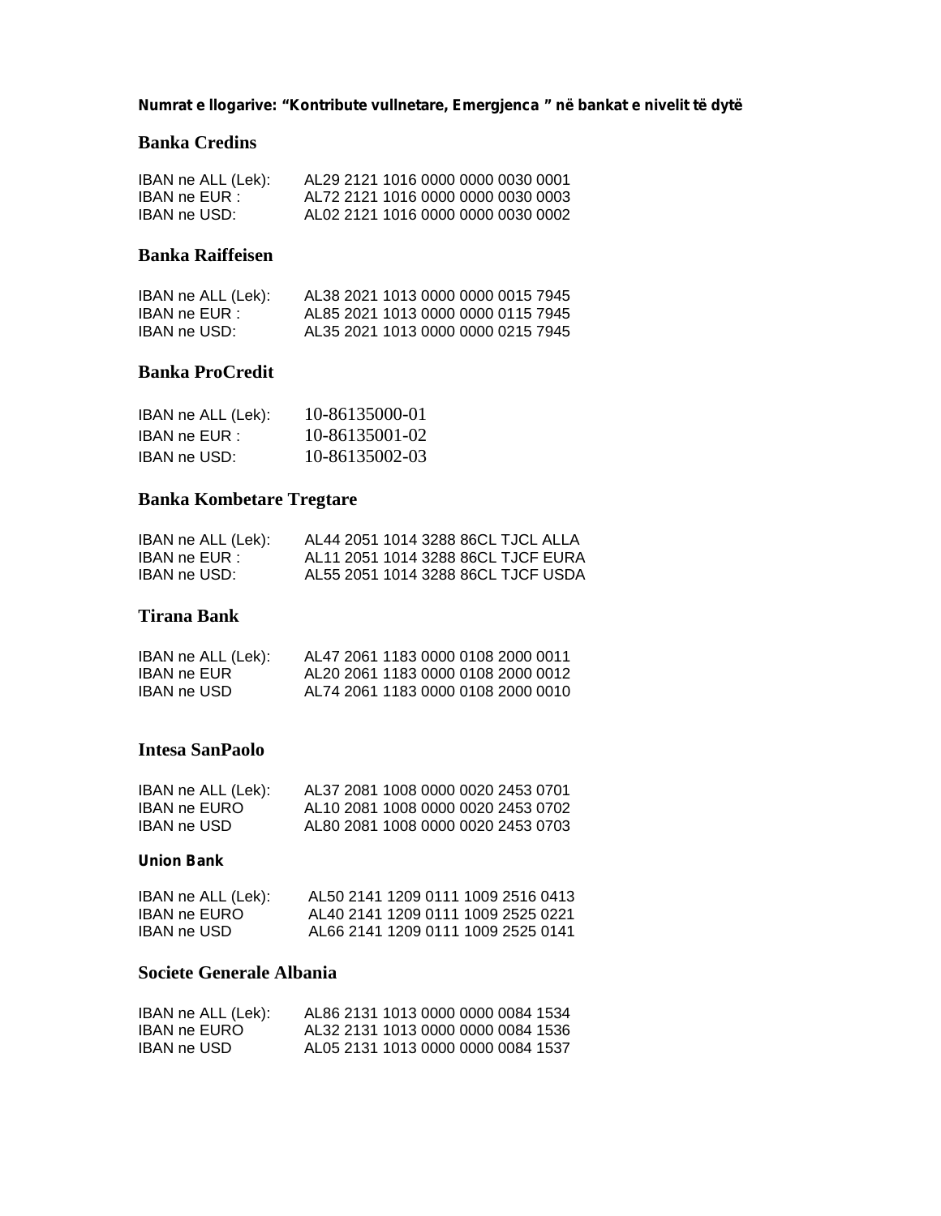**Numrat e llogarive: “Kontribute vullnetare, Emergjenca ” në bankat e nivelit të dytë**

## Banka Credins

IBAN ne ALL (Lek): AL29 2121 1016 0000 0000 0030 0001
IBAN ne EUR : AL72 2121 1016 0000 0000 0030 0003
IBAN ne USD: AL02 2121 1016 0000 0000 0030 0002

## Banka Raiffeisen

IBAN ne ALL (Lek): AL38 2021 1013 0000 0000 0015 7945
IBAN ne EUR : AL85 2021 1013 0000 0000 0115 7945
IBAN ne USD: AL35 2021 1013 0000 0000 0215 7945

## Banka ProCredit

IBAN ne ALL (Lek): 10-86135000-01
IBAN ne EUR : 10-86135001-02
IBAN ne USD: 10-86135002-03

## Banka Kombetare Tregtare

IBAN ne ALL (Lek): AL44 2051 1014 3288 86CL TJCL ALLA
IBAN ne EUR : AL11 2051 1014 3288 86CL TJCF EURA
IBAN ne USD: AL55 2051 1014 3288 86CL TJCF USDA

## Tirana Bank

IBAN ne ALL (Lek): AL47 2061 1183 0000 0108 2000 0011
IBAN ne EUR AL20 2061 1183 0000 0108 2000 0012
IBAN ne USD AL74 2061 1183 0000 0108 2000 0010

## Intesa SanPaolo

IBAN ne ALL (Lek): AL37 2081 1008 0000 0020 2453 0701
IBAN ne EURO AL10 2081 1008 0000 0020 2453 0702
IBAN ne USD AL80 2081 1008 0000 0020 2453 0703

### Union Bank

IBAN ne ALL (Lek): AL50 2141 1209 0111 1009 2516 0413
IBAN ne EURO AL40 2141 1209 0111 1009 2525 0221
IBAN ne USD AL66 2141 1209 0111 1009 2525 0141

## Societe Generale Albania

IBAN ne ALL (Lek): AL86 2131 1013 0000 0000 0084 1534
IBAN ne EURO AL32 2131 1013 0000 0000 0084 1536
IBAN ne USD AL05 2131 1013 0000 0000 0084 1537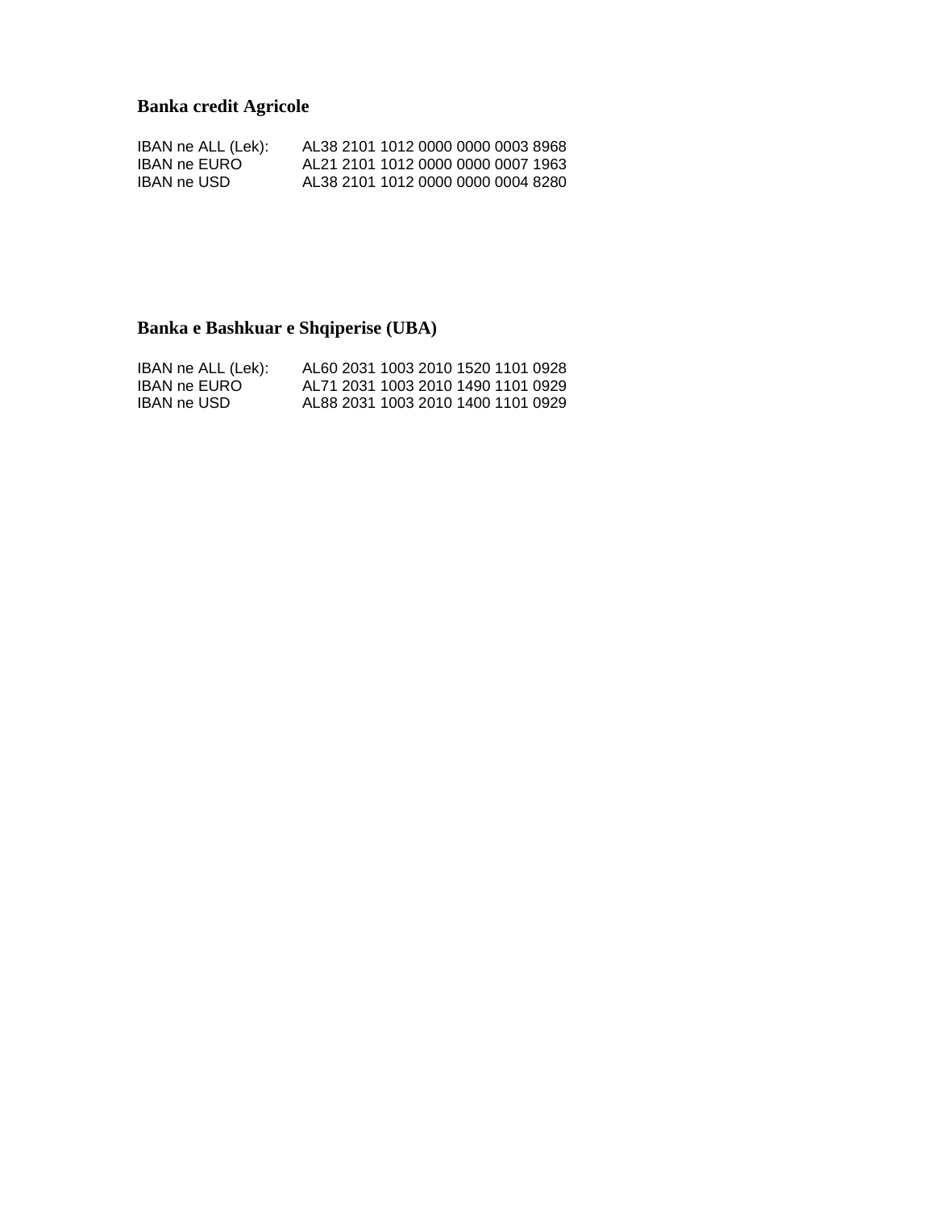## Banka credit Agricole

| | |
|---|---|
| IBAN ne ALL (Lek): | AL38 2101 1012 0000 0000 0003 8968 |
| IBAN ne EURO | AL21 2101 1012 0000 0000 0007 1963 |
| IBAN ne USD | AL38 2101 1012 0000 0000 0004 8280 |

## Banka e Bashkuar e Shqiperise (UBA)

| | |
|---|---|
| IBAN ne ALL (Lek): | AL60 2031 1003 2010 1520 1101 0928 |
| IBAN ne EURO | AL71 2031 1003 2010 1490 1101 0929 |
| IBAN ne USD | AL88 2031 1003 2010 1400 1101 0929 |